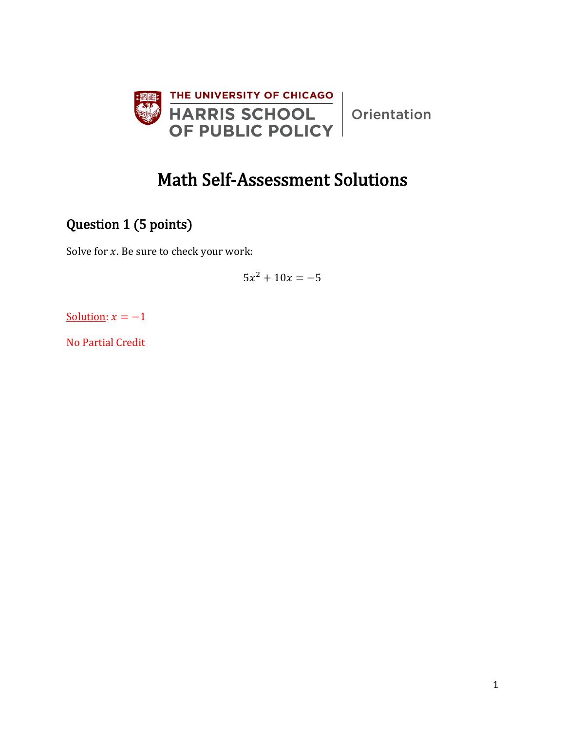THE UNIVERSITY OF CHICAGO
HARRIS SCHOOL OF PUBLIC POLICY | Orientation

# Math Self-Assessment Solutions

## Question 1 (5 points)

Solve for $x$. Be sure to check your work:

$$5x^2 + 10x = -5$$

Solution: $x = -1$

No Partial Credit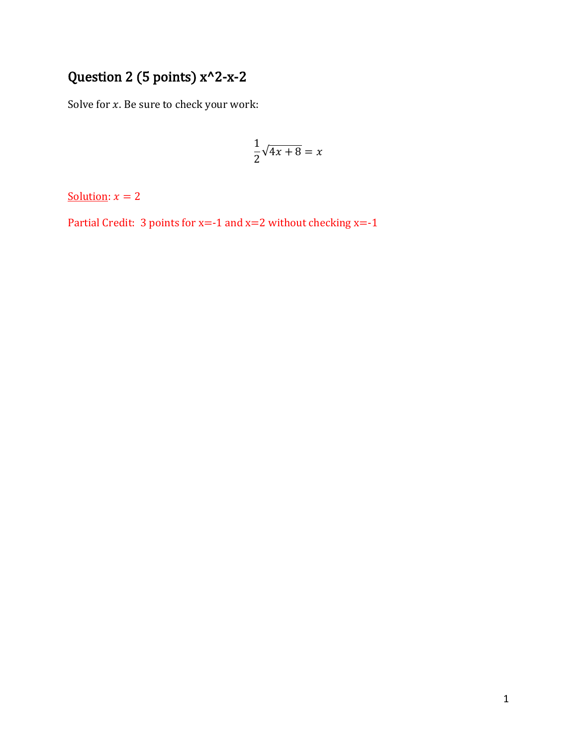## Question 2 (5 points) x^2-x-2

Solve for $x$. Be sure to check your work:

$$\frac{1}{2}\sqrt{4x+8} = x$$

Solution: $x = 2$

Partial Credit: 3 points for x=-1 and x=2 without checking x=-1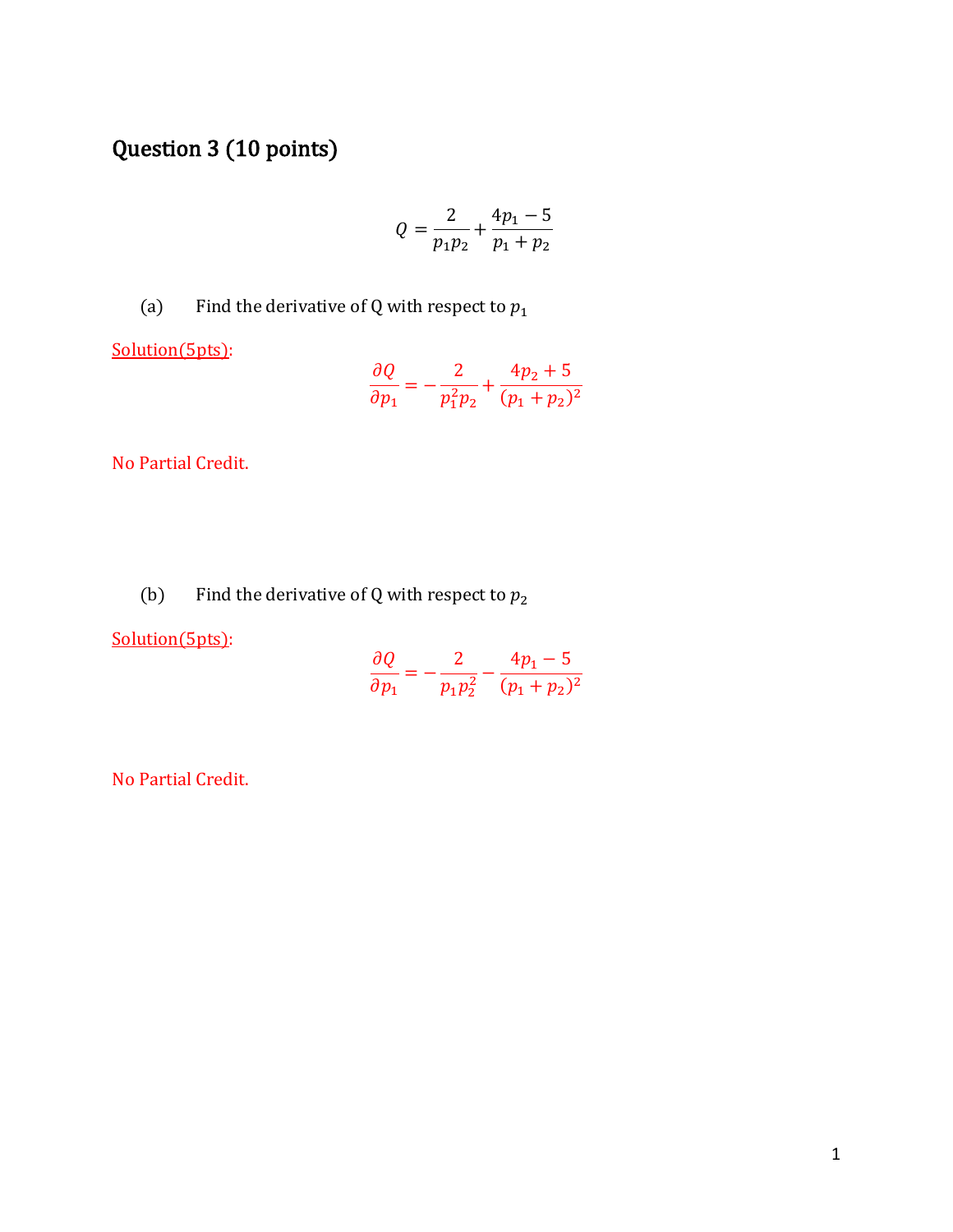## Question 3 (10 points)

$$Q = \frac{2}{p_1 p_2} + \frac{4p_1 - 5}{p_1 + p_2}$$

(a) Find the derivative of Q with respect to $p_1$

Solution(5pts):

$$\frac{\partial Q}{\partial p_1} = -\frac{2}{p_1^2 p_2} + \frac{4p_2 + 5}{(p_1 + p_2)^2}$$

No Partial Credit.

(b) Find the derivative of Q with respect to $p_2$

Solution(5pts):

$$\frac{\partial Q}{\partial p_1} = -\frac{2}{p_1 p_2^2} - \frac{4p_1 - 5}{(p_1 + p_2)^2}$$

No Partial Credit.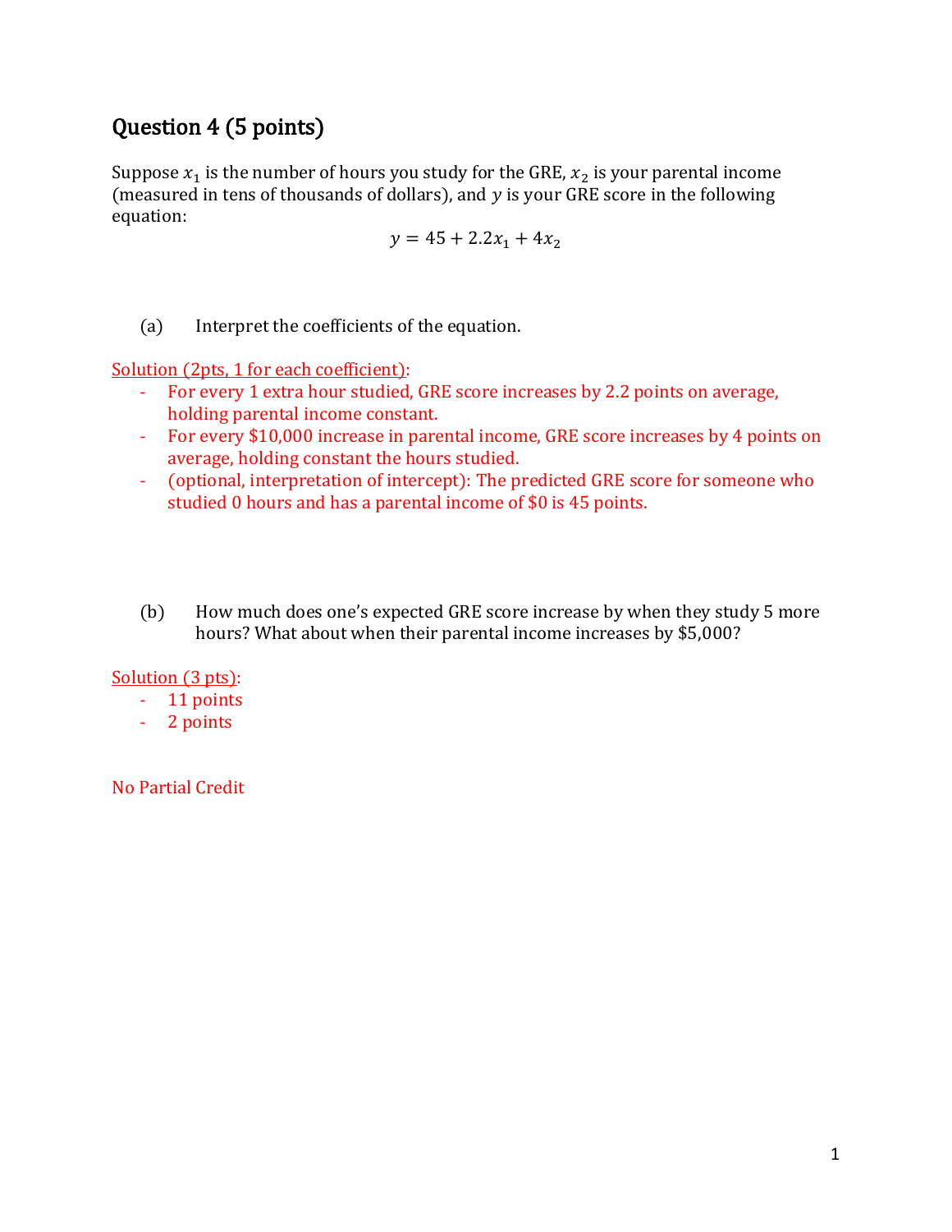## Question 4 (5 points)

Suppose $x_1$ is the number of hours you study for the GRE, $x_2$ is your parental income (measured in tens of thousands of dollars), and $y$ is your GRE score in the following equation:

$$y = 45 + 2.2x_1 + 4x_2$$

(a) Interpret the coefficients of the equation.

Solution (2pts, 1 for each coefficient):

- For every 1 extra hour studied, GRE score increases by 2.2 points on average, holding parental income constant.
- For every $10,000 increase in parental income, GRE score increases by 4 points on average, holding constant the hours studied.
- (optional, interpretation of intercept): The predicted GRE score for someone who studied 0 hours and has a parental income of $0 is 45 points.

(b) How much does one's expected GRE score increase by when they study 5 more hours? What about when their parental income increases by $5,000?

Solution (3 pts):

- 11 points
- 2 points

No Partial Credit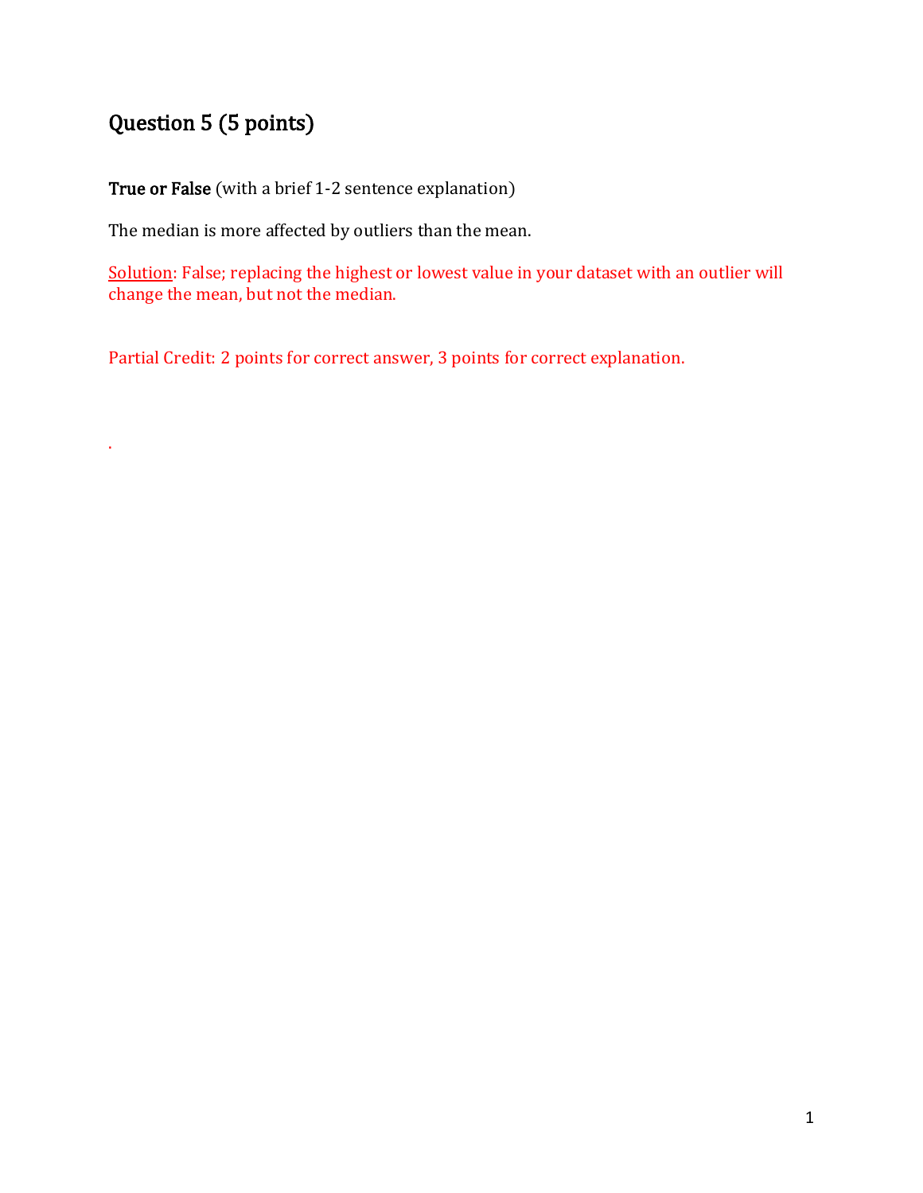## Question 5 (5 points)

**True or False** (with a brief 1-2 sentence explanation)

The median is more affected by outliers than the mean.

Solution: False; replacing the highest or lowest value in your dataset with an outlier will change the mean, but not the median.

Partial Credit: 2 points for correct answer, 3 points for correct explanation.

.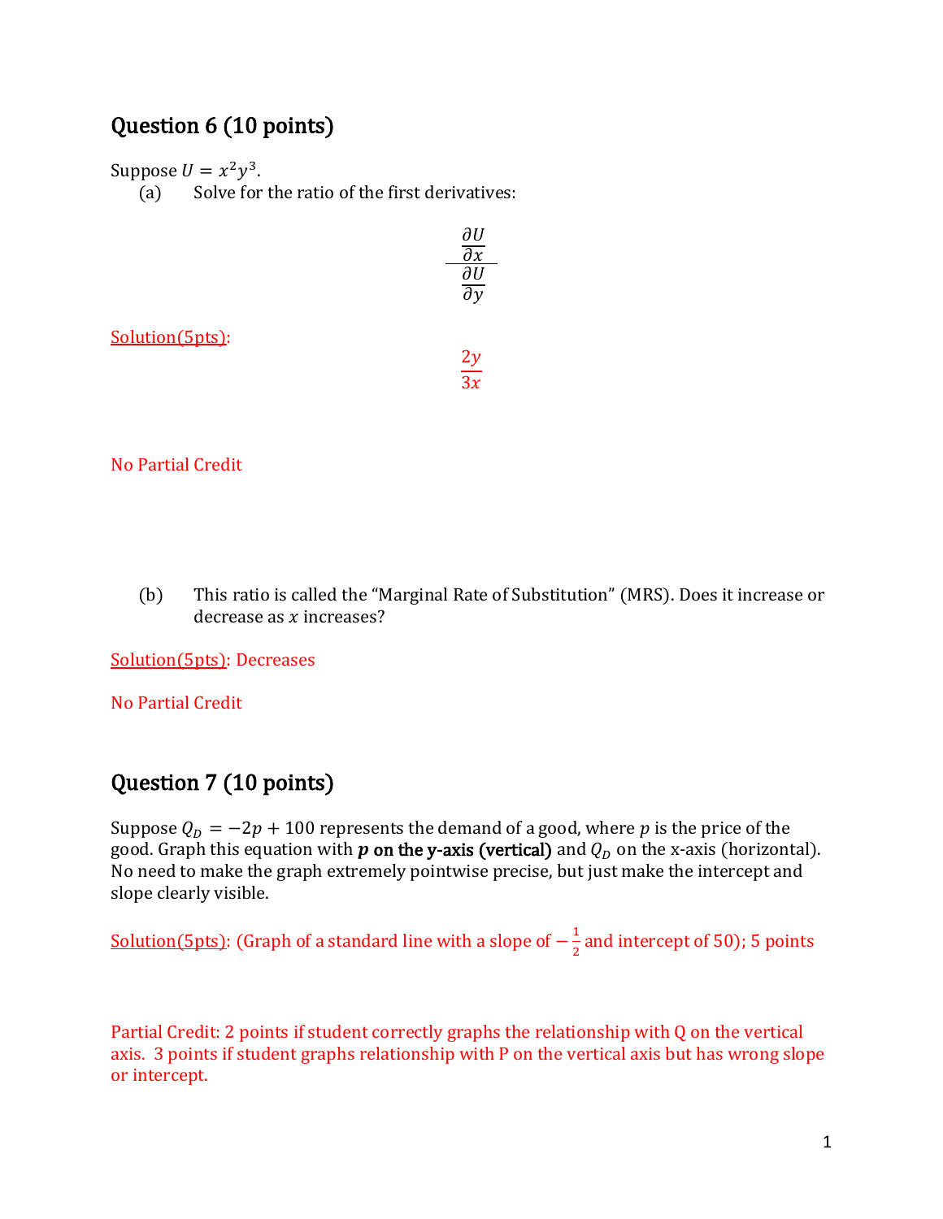## Question 6 (10 points)

Suppose $U = x^2y^3$.

(a) Solve for the ratio of the first derivatives:

$$\frac{\frac{\partial U}{\partial x}}{\frac{\partial U}{\partial y}}$$

Solution(5pts):

$$\frac{2y}{3x}$$

No Partial Credit

(b) This ratio is called the "Marginal Rate of Substitution" (MRS). Does it increase or decrease as $x$ increases?

Solution(5pts): Decreases

No Partial Credit

## Question 7 (10 points)

Suppose $Q_D = -2p + 100$ represents the demand of a good, where $p$ is the price of the good. Graph this equation with **$p$ on the y-axis (vertical)** and $Q_D$ on the x-axis (horizontal). No need to make the graph extremely pointwise precise, but just make the intercept and slope clearly visible.

Solution(5pts): (Graph of a standard line with a slope of $-\frac{1}{2}$ and intercept of 50); 5 points

Partial Credit: 2 points if student correctly graphs the relationship with Q on the vertical axis. 3 points if student graphs relationship with P on the vertical axis but has wrong slope or intercept.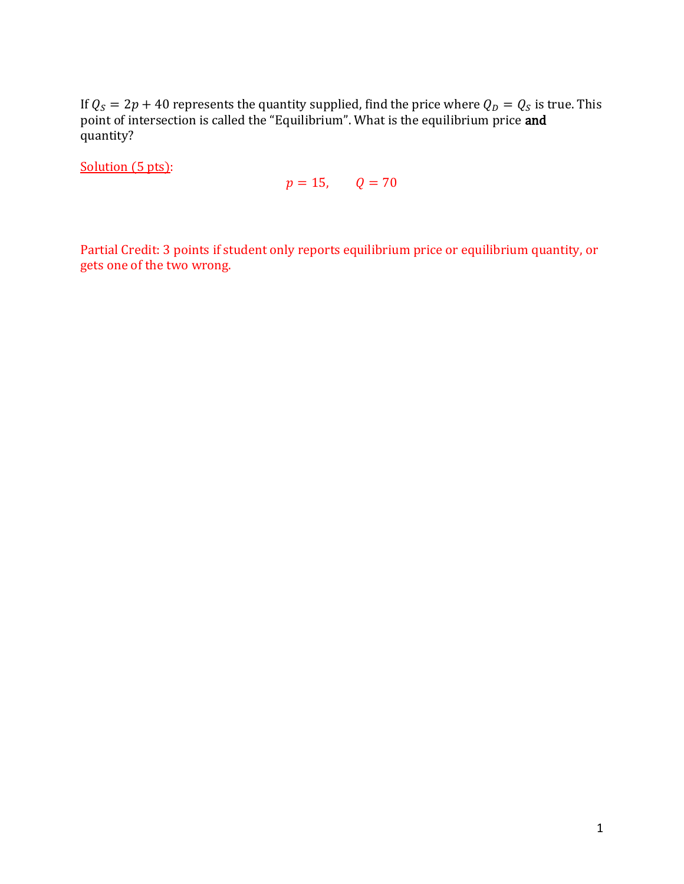If $Q_S = 2p + 40$ represents the quantity supplied, find the price where $Q_D = Q_S$ is true. This point of intersection is called the "Equilibrium". What is the equilibrium price **and** quantity?

Solution (5 pts):

$$p = 15, \qquad Q = 70$$

Partial Credit: 3 points if student only reports equilibrium price or equilibrium quantity, or gets one of the two wrong.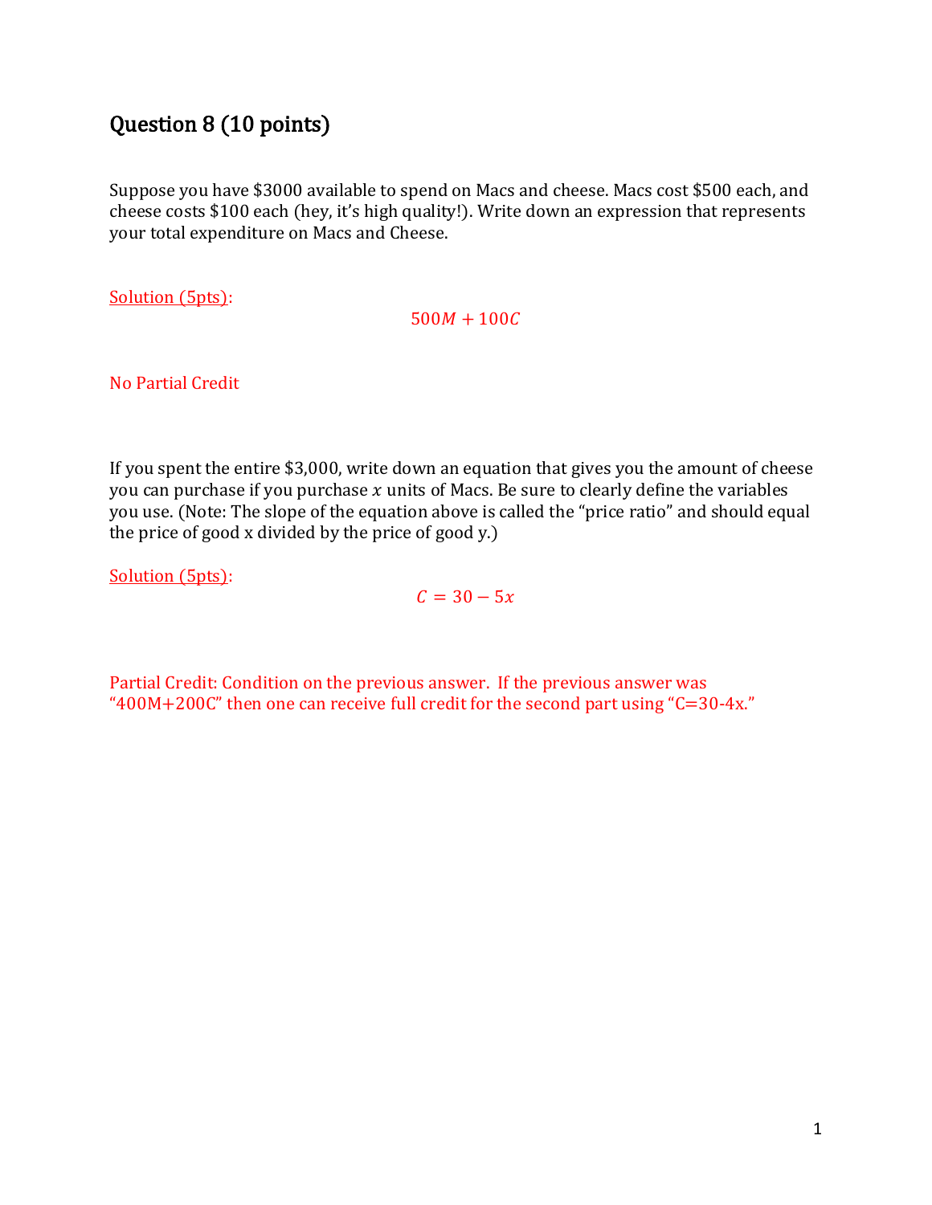## Question 8 (10 points)

Suppose you have $3000 available to spend on Macs and cheese. Macs cost $500 each, and cheese costs $100 each (hey, it's high quality!). Write down an expression that represents your total expenditure on Macs and Cheese.

Solution (5pts):

$$500M + 100C$$

No Partial Credit

If you spent the entire $3,000, write down an equation that gives you the amount of cheese you can purchase if you purchase $x$ units of Macs. Be sure to clearly define the variables you use. (Note: The slope of the equation above is called the "price ratio" and should equal the price of good x divided by the price of good y.)

Solution (5pts):

$$C = 30 - 5x$$

Partial Credit: Condition on the previous answer. If the previous answer was "400M+200C" then one can receive full credit for the second part using "C=30-4x."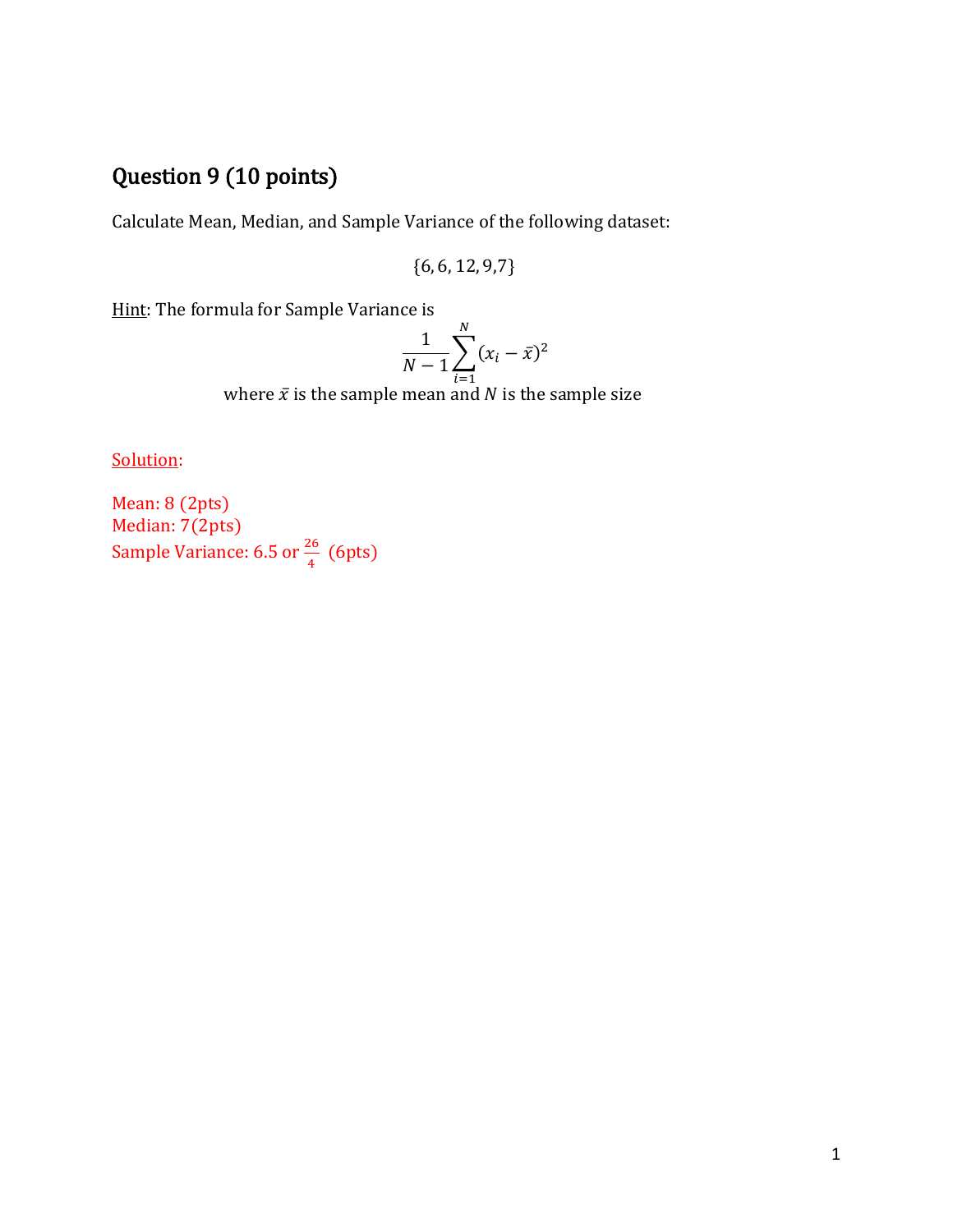## Question 9 (10 points)

Calculate Mean, Median, and Sample Variance of the following dataset:

$$\{6, 6, 12, 9, 7\}$$

Hint: The formula for Sample Variance is

$$\frac{1}{N-1}\sum_{i=1}^{N}(x_i - \bar{x})^2$$

where $\bar{x}$ is the sample mean and $N$ is the sample size

Solution:

Mean: 8 (2pts)
Median: 7(2pts)
Sample Variance: 6.5 or $\frac{26}{4}$ (6pts)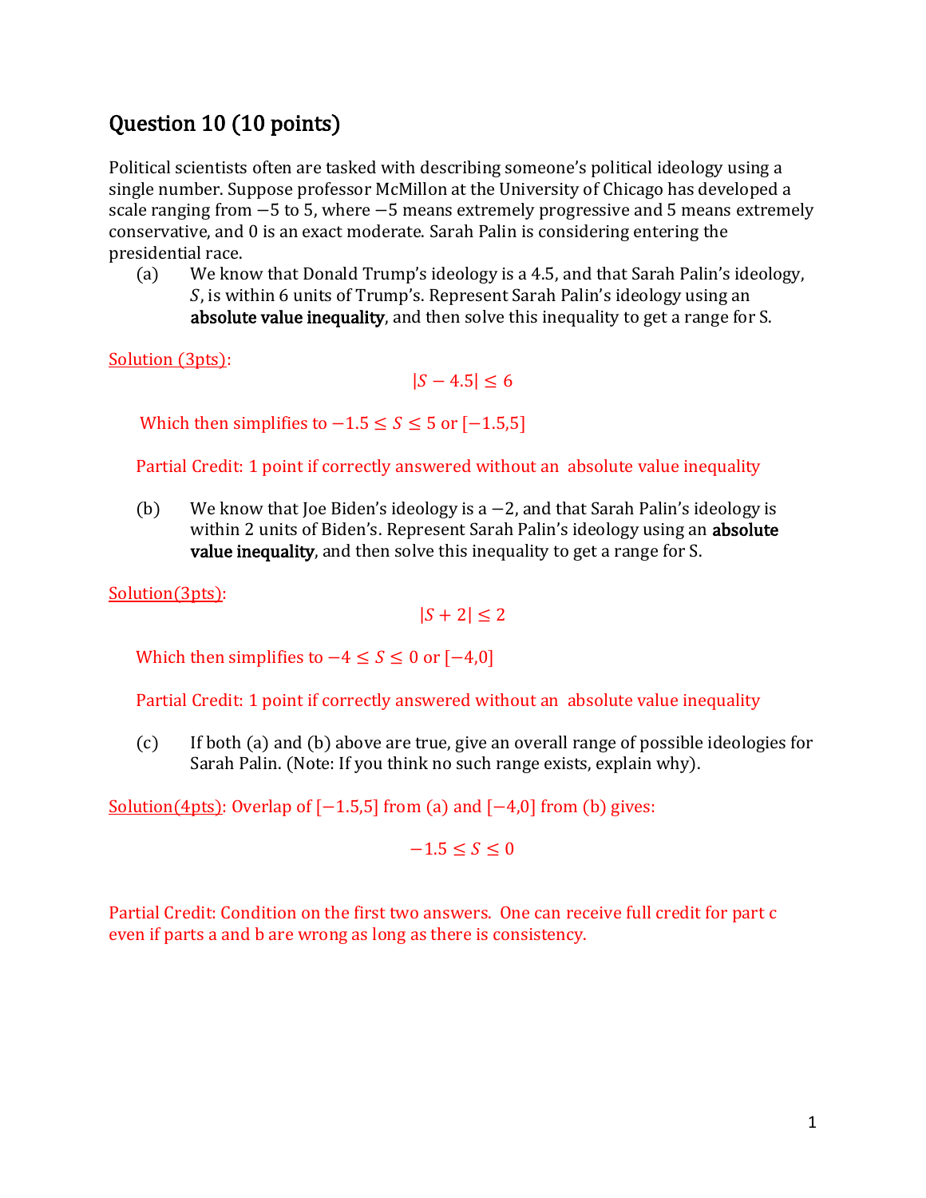## Question 10 (10 points)

Political scientists often are tasked with describing someone's political ideology using a single number. Suppose professor McMillon at the University of Chicago has developed a scale ranging from $-5$ to 5, where $-5$ means extremely progressive and 5 means extremely conservative, and 0 is an exact moderate. Sarah Palin is considering entering the presidential race.

(a) We know that Donald Trump's ideology is a 4.5, and that Sarah Palin's ideology, $S$, is within 6 units of Trump's. Represent Sarah Palin's ideology using an **absolute value inequality**, and then solve this inequality to get a range for S.

Solution (3pts):

$$|S - 4.5| \leq 6$$

Which then simplifies to $-1.5 \leq S \leq 5$ or $[-1.5, 5]$

Partial Credit: 1 point if correctly answered without an absolute value inequality

(b) We know that Joe Biden's ideology is a $-2$, and that Sarah Palin's ideology is within 2 units of Biden's. Represent Sarah Palin's ideology using an **absolute value inequality**, and then solve this inequality to get a range for S.

Solution(3pts):

$$|S + 2| \leq 2$$

Which then simplifies to $-4 \leq S \leq 0$ or $[-4, 0]$

Partial Credit: 1 point if correctly answered without an absolute value inequality

(c) If both (a) and (b) above are true, give an overall range of possible ideologies for Sarah Palin. (Note: If you think no such range exists, explain why).

Solution(4pts): Overlap of $[-1.5, 5]$ from (a) and $[-4, 0]$ from (b) gives:

$$-1.5 \leq S \leq 0$$

Partial Credit: Condition on the first two answers. One can receive full credit for part c even if parts a and b are wrong as long as there is consistency.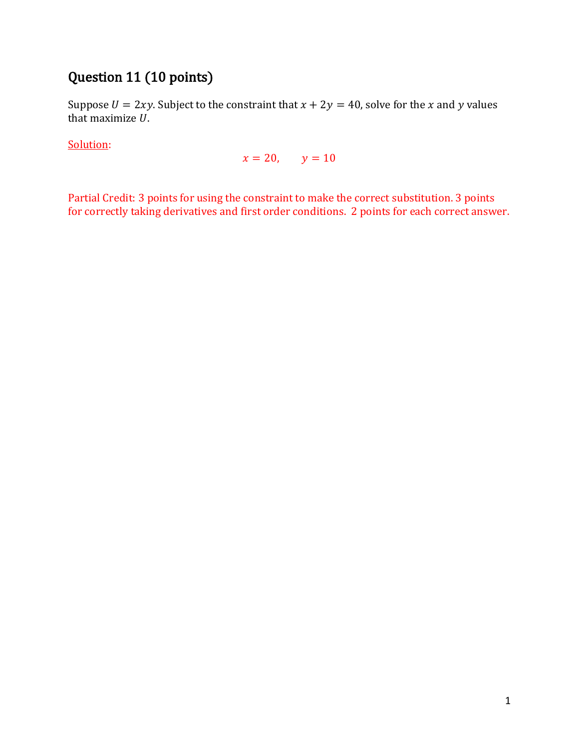## Question 11 (10 points)

Suppose $U = 2xy$. Subject to the constraint that $x + 2y = 40$, solve for the $x$ and $y$ values that maximize $U$.

Solution:

$$x = 20, \qquad y = 10$$

Partial Credit: 3 points for using the constraint to make the correct substitution. 3 points for correctly taking derivatives and first order conditions. 2 points for each correct answer.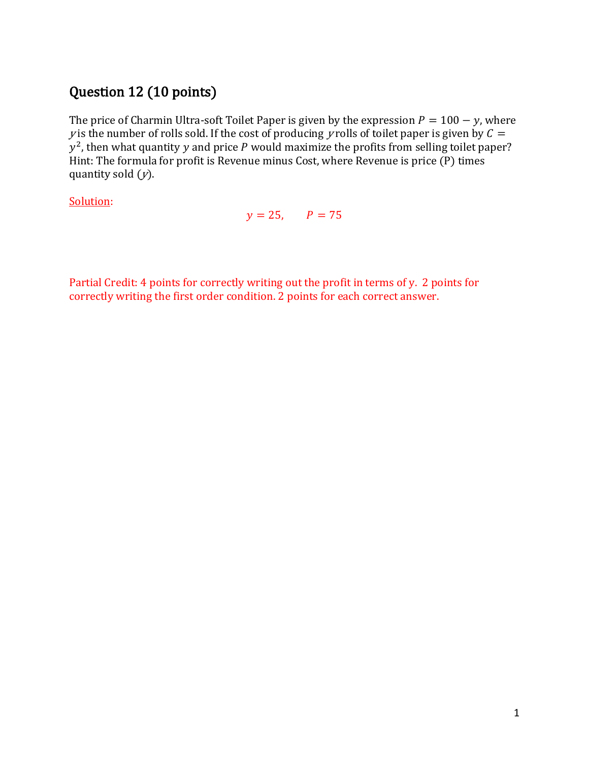## Question 12 (10 points)

The price of Charmin Ultra-soft Toilet Paper is given by the expression $P = 100 - y$, where $y$ is the number of rolls sold. If the cost of producing $y$ rolls of toilet paper is given by $C = y^2$, then what quantity $y$ and price $P$ would maximize the profits from selling toilet paper? Hint: The formula for profit is Revenue minus Cost, where Revenue is price (P) times quantity sold ($y$).

Solution:

$$y = 25, \qquad P = 75$$

Partial Credit: 4 points for correctly writing out the profit in terms of y. 2 points for correctly writing the first order condition. 2 points for each correct answer.